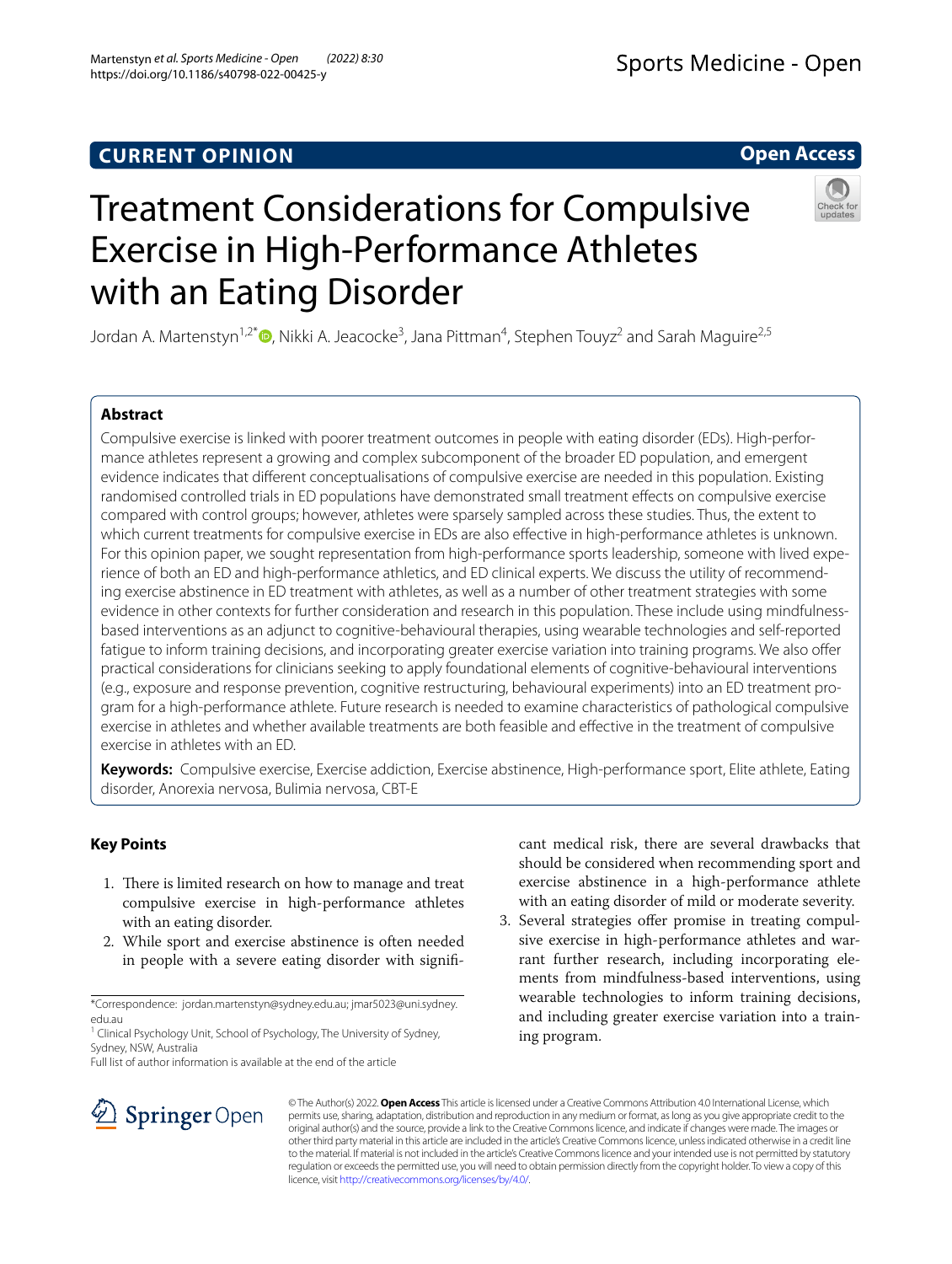CURRENT OPINION

Open Access

# Treatment Considerations for Compulsive Exercise in High-Performance Athletes with an Eating Disorder

Jordan A. Martenstyn[1,2*], Nikki A. Jeacocke[3], Jana Pittman[4], Stephen Touyz[2] and Sarah Maguire[2,5]

## Abstract

Compulsive exercise is linked with poorer treatment outcomes in people with eating disorder (EDs). High-performance athletes represent a growing and complex subcomponent of the broader ED population, and emergent evidence indicates that different conceptualisations of compulsive exercise are needed in this population. Existing randomised controlled trials in ED populations have demonstrated small treatment effects on compulsive exercise compared with control groups; however, athletes were sparsely sampled across these studies. Thus, the extent to which current treatments for compulsive exercise in EDs are also effective in high-performance athletes is unknown. For this opinion paper, we sought representation from high-performance sports leadership, someone with lived experience of both an ED and high-performance athletics, and ED clinical experts. We discuss the utility of recommending exercise abstinence in ED treatment with athletes, as well as a number of other treatment strategies with some evidence in other contexts for further consideration and research in this population. These include using mindfulness-based interventions as an adjunct to cognitive-behavioural therapies, using wearable technologies and self-reported fatigue to inform training decisions, and incorporating greater exercise variation into training programs. We also offer practical considerations for clinicians seeking to apply foundational elements of cognitive-behavioural interventions (e.g., exposure and response prevention, cognitive restructuring, behavioural experiments) into an ED treatment program for a high-performance athlete. Future research is needed to examine characteristics of pathological compulsive exercise in athletes and whether available treatments are both feasible and effective in the treatment of compulsive exercise in athletes with an ED.

**Keywords:** Compulsive exercise, Exercise addiction, Exercise abstinence, High-performance sport, Elite athlete, Eating disorder, Anorexia nervosa, Bulimia nervosa, CBT-E

## Key Points

1. There is limited research on how to manage and treat compulsive exercise in high-performance athletes with an eating disorder.
2. While sport and exercise abstinence is often needed in people with a severe eating disorder with significant medical risk, there are several drawbacks that should be considered when recommending sport and exercise abstinence in a high-performance athlete with an eating disorder of mild or moderate severity.
3. Several strategies offer promise in treating compulsive exercise in high-performance athletes and warrant further research, including incorporating elements from mindfulness-based interventions, using wearable technologies to inform training decisions, and including greater exercise variation into a training program.

*Correspondence: jordan.martenstyn@sydney.edu.au; jmar5023@uni.sydney.edu.au

[1] Clinical Psychology Unit, School of Psychology, The University of Sydney, Sydney, NSW, Australia

Full list of author information is available at the end of the article

© The Author(s) 2022. **Open Access** This article is licensed under a Creative Commons Attribution 4.0 International License, which permits use, sharing, adaptation, distribution and reproduction in any medium or format, as long as you give appropriate credit to the original author(s) and the source, provide a link to the Creative Commons licence, and indicate if changes were made. The images or other third party material in this article are included in the article's Creative Commons licence, unless indicated otherwise in a credit line to the material. If material is not included in the article's Creative Commons licence and your intended use is not permitted by statutory regulation or exceeds the permitted use, you will need to obtain permission directly from the copyright holder. To view a copy of this licence, visit http://creativecommons.org/licenses/by/4.0/.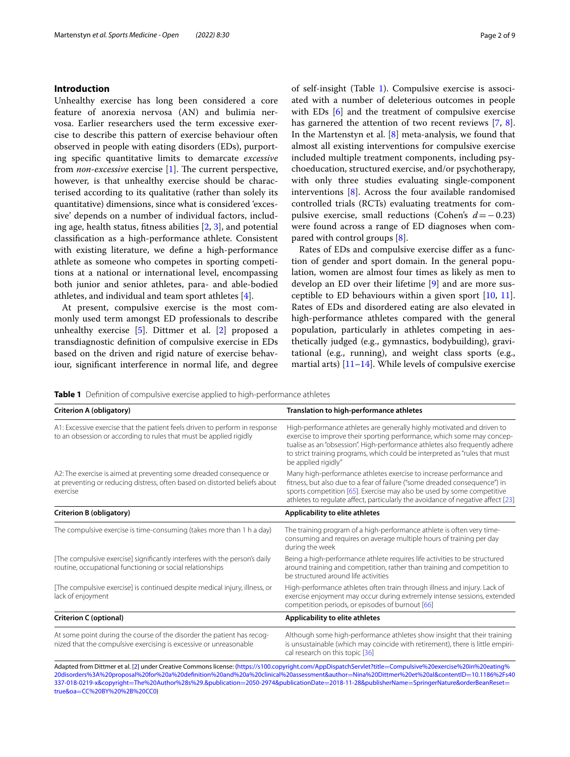## Introduction

Unhealthy exercise has long been considered a core feature of anorexia nervosa (AN) and bulimia nervosa. Earlier researchers used the term excessive exercise to describe this pattern of exercise behaviour often observed in people with eating disorders (EDs), purporting specific quantitative limits to demarcate *excessive* from *non-excessive* exercise [1]. The current perspective, however, is that unhealthy exercise should be characterised according to its qualitative (rather than solely its quantitative) dimensions, since what is considered 'excessive' depends on a number of individual factors, including age, health status, fitness abilities [2, 3], and potential classification as a high-performance athlete. Consistent with existing literature, we define a high-performance athlete as someone who competes in sporting competitions at a national or international level, encompassing both junior and senior athletes, para- and able-bodied athletes, and individual and team sport athletes [4].

At present, compulsive exercise is the most commonly used term amongst ED professionals to describe unhealthy exercise [5]. Dittmer et al. [2] proposed a transdiagnostic definition of compulsive exercise in EDs based on the driven and rigid nature of exercise behaviour, significant interference in normal life, and degree of self-insight (Table 1). Compulsive exercise is associated with a number of deleterious outcomes in people with EDs [6] and the treatment of compulsive exercise has garnered the attention of two recent reviews [7, 8]. In the Martenstyn et al. [8] meta-analysis, we found that almost all existing interventions for compulsive exercise included multiple treatment components, including psychoeducation, structured exercise, and/or psychotherapy, with only three studies evaluating single-component interventions [8]. Across the four available randomised controlled trials (RCTs) evaluating treatments for compulsive exercise, small reductions (Cohen's $d = -0.23$) were found across a range of ED diagnoses when compared with control groups [8].

Rates of EDs and compulsive exercise differ as a function of gender and sport domain. In the general population, women are almost four times as likely as men to develop an ED over their lifetime [9] and are more susceptible to ED behaviours within a given sport [10, 11]. Rates of EDs and disordered eating are also elevated in high-performance athletes compared with the general population, particularly in athletes competing in aesthetically judged (e.g., gymnastics, bodybuilding), gravitational (e.g., running), and weight class sports (e.g., martial arts) [11–14]. While levels of compulsive exercise

**Table 1** Definition of compulsive exercise applied to high-performance athletes

| Criterion A (obligatory) | Translation to high-performance athletes |
|---|---|
| A1: Excessive exercise that the patient feels driven to perform in response to an obsession or according to rules that must be applied rigidly | High-performance athletes are generally highly motivated and driven to exercise to improve their sporting performance, which some may conceptualise as an "obsession". High-performance athletes also frequently adhere to strict training programs, which could be interpreted as "rules that must be applied rigidly" |
| A2: The exercise is aimed at preventing some dreaded consequence or at preventing or reducing distress, often based on distorted beliefs about exercise | Many high-performance athletes exercise to increase performance and fitness, but also due to a fear of failure ("some dreaded consequence") in sports competition [65]. Exercise may also be used by some competitive athletes to regulate affect, particularly the avoidance of negative affect [23] |
| **Criterion B (obligatory)** | **Applicability to elite athletes** |
| The compulsive exercise is time-consuming (takes more than 1 h a day) | The training program of a high-performance athlete is often very time-consuming and requires on average multiple hours of training per day during the week |
| [The compulsive exercise] significantly interferes with the person's daily routine, occupational functioning or social relationships | Being a high-performance athlete requires life activities to be structured around training and competition, rather than training and competition to be structured around life activities |
| [The compulsive exercise] is continued despite medical injury, illness, or lack of enjoyment | High-performance athletes often train through illness and injury. Lack of exercise enjoyment may occur during extremely intense sessions, extended competition periods, or episodes of burnout [66] |
| **Criterion C (optional)** | **Applicability to elite athletes** |
| At some point during the course of the disorder the patient has recognized that the compulsive exercising is excessive or unreasonable | Although some high-performance athletes show insight that their training is unsustainable (which may coincide with retirement), there is little empirical research on this topic [36] |

Adapted from Dittmer et al. [2] under Creative Commons license: (https://s100.copyright.com/AppDispatchServlet?title=Compulsive%20exercise%20in%20eating%20disorders%3A%20proposal%20for%20a%20definition%20and%20a%20clinical%20assessment&author=Nina%20Dittmer%20et%20al&contentID=10.1186%2Fs40337-018-0219-x&copyright=The%20Author%28s%29.&publication=2050-2974&publicationDate=2018-11-28&publisherName=SpringerNature&orderBeanReset=true&oa=CC%20BY%20%2B%20CC0)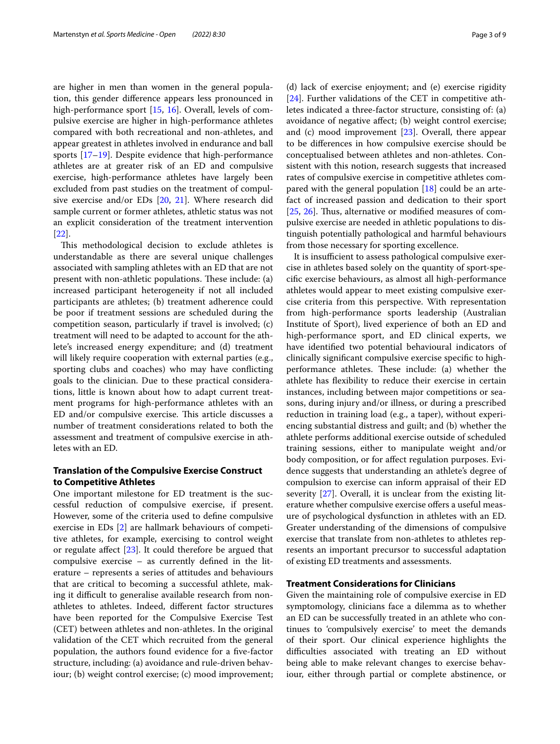are higher in men than women in the general population, this gender difference appears less pronounced in high-performance sport [15, 16]. Overall, levels of compulsive exercise are higher in high-performance athletes compared with both recreational and non-athletes, and appear greatest in athletes involved in endurance and ball sports [17–19]. Despite evidence that high-performance athletes are at greater risk of an ED and compulsive exercise, high-performance athletes have largely been excluded from past studies on the treatment of compulsive exercise and/or EDs [20, 21]. Where research did sample current or former athletes, athletic status was not an explicit consideration of the treatment intervention [22].

This methodological decision to exclude athletes is understandable as there are several unique challenges associated with sampling athletes with an ED that are not present with non-athletic populations. These include: (a) increased participant heterogeneity if not all included participants are athletes; (b) treatment adherence could be poor if treatment sessions are scheduled during the competition season, particularly if travel is involved; (c) treatment will need to be adapted to account for the athlete's increased energy expenditure; and (d) treatment will likely require cooperation with external parties (e.g., sporting clubs and coaches) who may have conflicting goals to the clinician. Due to these practical considerations, little is known about how to adapt current treatment programs for high-performance athletes with an ED and/or compulsive exercise. This article discusses a number of treatment considerations related to both the assessment and treatment of compulsive exercise in athletes with an ED.

## Translation of the Compulsive Exercise Construct to Competitive Athletes

One important milestone for ED treatment is the successful reduction of compulsive exercise, if present. However, some of the criteria used to define compulsive exercise in EDs [2] are hallmark behaviours of competitive athletes, for example, exercising to control weight or regulate affect [23]. It could therefore be argued that compulsive exercise – as currently defined in the literature – represents a series of attitudes and behaviours that are critical to becoming a successful athlete, making it difficult to generalise available research from non-athletes to athletes. Indeed, different factor structures have been reported for the Compulsive Exercise Test (CET) between athletes and non-athletes. In the original validation of the CET which recruited from the general population, the authors found evidence for a five-factor structure, including: (a) avoidance and rule-driven behaviour; (b) weight control exercise; (c) mood improvement; (d) lack of exercise enjoyment; and (e) exercise rigidity [24]. Further validations of the CET in competitive athletes indicated a three-factor structure, consisting of: (a) avoidance of negative affect; (b) weight control exercise; and (c) mood improvement [23]. Overall, there appear to be differences in how compulsive exercise should be conceptualised between athletes and non-athletes. Consistent with this notion, research suggests that increased rates of compulsive exercise in competitive athletes compared with the general population [18] could be an artefact of increased passion and dedication to their sport [25, 26]. Thus, alternative or modified measures of compulsive exercise are needed in athletic populations to distinguish potentially pathological and harmful behaviours from those necessary for sporting excellence.

It is insufficient to assess pathological compulsive exercise in athletes based solely on the quantity of sport-specific exercise behaviours, as almost all high-performance athletes would appear to meet existing compulsive exercise criteria from this perspective. With representation from high-performance sports leadership (Australian Institute of Sport), lived experience of both an ED and high-performance sport, and ED clinical experts, we have identified two potential behavioural indicators of clinically significant compulsive exercise specific to high-performance athletes. These include: (a) whether the athlete has flexibility to reduce their exercise in certain instances, including between major competitions or seasons, during injury and/or illness, or during a prescribed reduction in training load (e.g., a taper), without experiencing substantial distress and guilt; and (b) whether the athlete performs additional exercise outside of scheduled training sessions, either to manipulate weight and/or body composition, or for affect regulation purposes. Evidence suggests that understanding an athlete's degree of compulsion to exercise can inform appraisal of their ED severity [27]. Overall, it is unclear from the existing literature whether compulsive exercise offers a useful measure of psychological dysfunction in athletes with an ED. Greater understanding of the dimensions of compulsive exercise that translate from non-athletes to athletes represents an important precursor to successful adaptation of existing ED treatments and assessments.

## Treatment Considerations for Clinicians

Given the maintaining role of compulsive exercise in ED symptomatology, clinicians face a dilemma as to whether an ED can be successfully treated in an athlete who continues to 'compulsively exercise' to meet the demands of their sport. Our clinical experience highlights the difficulties associated with treating an ED without being able to make relevant changes to exercise behaviour, either through partial or complete abstinence, or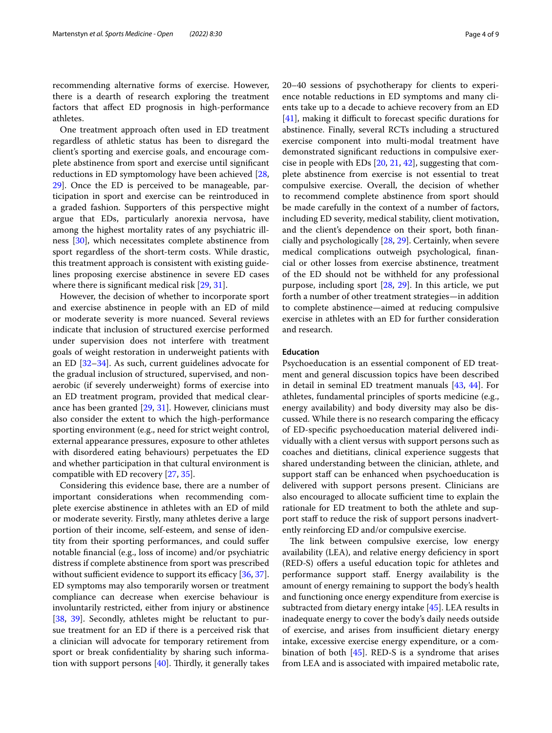recommending alternative forms of exercise. However, there is a dearth of research exploring the treatment factors that affect ED prognosis in high-performance athletes.

One treatment approach often used in ED treatment regardless of athletic status has been to disregard the client's sporting and exercise goals, and encourage complete abstinence from sport and exercise until significant reductions in ED symptomology have been achieved [28, 29]. Once the ED is perceived to be manageable, participation in sport and exercise can be reintroduced in a graded fashion. Supporters of this perspective might argue that EDs, particularly anorexia nervosa, have among the highest mortality rates of any psychiatric illness [30], which necessitates complete abstinence from sport regardless of the short-term costs. While drastic, this treatment approach is consistent with existing guidelines proposing exercise abstinence in severe ED cases where there is significant medical risk [29, 31].

However, the decision of whether to incorporate sport and exercise abstinence in people with an ED of mild or moderate severity is more nuanced. Several reviews indicate that inclusion of structured exercise performed under supervision does not interfere with treatment goals of weight restoration in underweight patients with an ED [32–34]. As such, current guidelines advocate for the gradual inclusion of structured, supervised, and non-aerobic (if severely underweight) forms of exercise into an ED treatment program, provided that medical clearance has been granted [29, 31]. However, clinicians must also consider the extent to which the high-performance sporting environment (e.g., need for strict weight control, external appearance pressures, exposure to other athletes with disordered eating behaviours) perpetuates the ED and whether participation in that cultural environment is compatible with ED recovery [27, 35].

Considering this evidence base, there are a number of important considerations when recommending complete exercise abstinence in athletes with an ED of mild or moderate severity. Firstly, many athletes derive a large portion of their income, self-esteem, and sense of identity from their sporting performances, and could suffer notable financial (e.g., loss of income) and/or psychiatric distress if complete abstinence from sport was prescribed without sufficient evidence to support its efficacy [36, 37]. ED symptoms may also temporarily worsen or treatment compliance can decrease when exercise behaviour is involuntarily restricted, either from injury or abstinence [38, 39]. Secondly, athletes might be reluctant to pursue treatment for an ED if there is a perceived risk that a clinician will advocate for temporary retirement from sport or break confidentiality by sharing such information with support persons [40]. Thirdly, it generally takes 20–40 sessions of psychotherapy for clients to experience notable reductions in ED symptoms and many clients take up to a decade to achieve recovery from an ED [41], making it difficult to forecast specific durations for abstinence. Finally, several RCTs including a structured exercise component into multi-modal treatment have demonstrated significant reductions in compulsive exercise in people with EDs [20, 21, 42], suggesting that complete abstinence from exercise is not essential to treat compulsive exercise. Overall, the decision of whether to recommend complete abstinence from sport should be made carefully in the context of a number of factors, including ED severity, medical stability, client motivation, and the client's dependence on their sport, both financially and psychologically [28, 29]. Certainly, when severe medical complications outweigh psychological, financial or other losses from exercise abstinence, treatment of the ED should not be withheld for any professional purpose, including sport [28, 29]. In this article, we put forth a number of other treatment strategies—in addition to complete abstinence—aimed at reducing compulsive exercise in athletes with an ED for further consideration and research.

## Education

Psychoeducation is an essential component of ED treatment and general discussion topics have been described in detail in seminal ED treatment manuals [43, 44]. For athletes, fundamental principles of sports medicine (e.g., energy availability) and body diversity may also be discussed. While there is no research comparing the efficacy of ED-specific psychoeducation material delivered individually with a client versus with support persons such as coaches and dietitians, clinical experience suggests that shared understanding between the clinician, athlete, and support staff can be enhanced when psychoeducation is delivered with support persons present. Clinicians are also encouraged to allocate sufficient time to explain the rationale for ED treatment to both the athlete and support staff to reduce the risk of support persons inadvertently reinforcing ED and/or compulsive exercise.

The link between compulsive exercise, low energy availability (LEA), and relative energy deficiency in sport (RED-S) offers a useful education topic for athletes and performance support staff. Energy availability is the amount of energy remaining to support the body's health and functioning once energy expenditure from exercise is subtracted from dietary energy intake [45]. LEA results in inadequate energy to cover the body's daily needs outside of exercise, and arises from insufficient dietary energy intake, excessive exercise energy expenditure, or a combination of both [45]. RED-S is a syndrome that arises from LEA and is associated with impaired metabolic rate,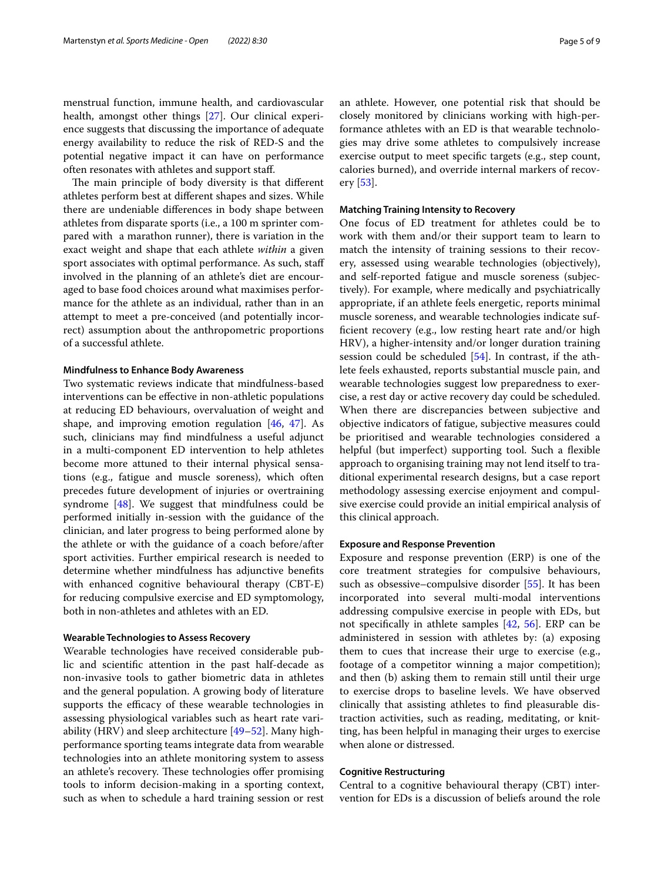menstrual function, immune health, and cardiovascular health, amongst other things [27]. Our clinical experience suggests that discussing the importance of adequate energy availability to reduce the risk of RED-S and the potential negative impact it can have on performance often resonates with athletes and support staff.

The main principle of body diversity is that different athletes perform best at different shapes and sizes. While there are undeniable differences in body shape between athletes from disparate sports (i.e., a 100 m sprinter compared with a marathon runner), there is variation in the exact weight and shape that each athlete *within* a given sport associates with optimal performance. As such, staff involved in the planning of an athlete's diet are encouraged to base food choices around what maximises performance for the athlete as an individual, rather than in an attempt to meet a pre-conceived (and potentially incorrect) assumption about the anthropometric proportions of a successful athlete.

#### Mindfulness to Enhance Body Awareness

Two systematic reviews indicate that mindfulness-based interventions can be effective in non-athletic populations at reducing ED behaviours, overvaluation of weight and shape, and improving emotion regulation [46, 47]. As such, clinicians may find mindfulness a useful adjunct in a multi-component ED intervention to help athletes become more attuned to their internal physical sensations (e.g., fatigue and muscle soreness), which often precedes future development of injuries or overtraining syndrome [48]. We suggest that mindfulness could be performed initially in-session with the guidance of the clinician, and later progress to being performed alone by the athlete or with the guidance of a coach before/after sport activities. Further empirical research is needed to determine whether mindfulness has adjunctive benefits with enhanced cognitive behavioural therapy (CBT-E) for reducing compulsive exercise and ED symptomology, both in non-athletes and athletes with an ED.

#### Wearable Technologies to Assess Recovery

Wearable technologies have received considerable public and scientific attention in the past half-decade as non-invasive tools to gather biometric data in athletes and the general population. A growing body of literature supports the efficacy of these wearable technologies in assessing physiological variables such as heart rate variability (HRV) and sleep architecture [49–52]. Many high-performance sporting teams integrate data from wearable technologies into an athlete monitoring system to assess an athlete's recovery. These technologies offer promising tools to inform decision-making in a sporting context, such as when to schedule a hard training session or rest an athlete. However, one potential risk that should be closely monitored by clinicians working with high-performance athletes with an ED is that wearable technologies may drive some athletes to compulsively increase exercise output to meet specific targets (e.g., step count, calories burned), and override internal markers of recovery [53].

#### Matching Training Intensity to Recovery

One focus of ED treatment for athletes could be to work with them and/or their support team to learn to match the intensity of training sessions to their recovery, assessed using wearable technologies (objectively), and self-reported fatigue and muscle soreness (subjectively). For example, where medically and psychiatrically appropriate, if an athlete feels energetic, reports minimal muscle soreness, and wearable technologies indicate sufficient recovery (e.g., low resting heart rate and/or high HRV), a higher-intensity and/or longer duration training session could be scheduled [54]. In contrast, if the athlete feels exhausted, reports substantial muscle pain, and wearable technologies suggest low preparedness to exercise, a rest day or active recovery day could be scheduled. When there are discrepancies between subjective and objective indicators of fatigue, subjective measures could be prioritised and wearable technologies considered a helpful (but imperfect) supporting tool. Such a flexible approach to organising training may not lend itself to traditional experimental research designs, but a case report methodology assessing exercise enjoyment and compulsive exercise could provide an initial empirical analysis of this clinical approach.

#### Exposure and Response Prevention

Exposure and response prevention (ERP) is one of the core treatment strategies for compulsive behaviours, such as obsessive–compulsive disorder [55]. It has been incorporated into several multi-modal interventions addressing compulsive exercise in people with EDs, but not specifically in athlete samples [42, 56]. ERP can be administered in session with athletes by: (a) exposing them to cues that increase their urge to exercise (e.g., footage of a competitor winning a major competition); and then (b) asking them to remain still until their urge to exercise drops to baseline levels. We have observed clinically that assisting athletes to find pleasurable distraction activities, such as reading, meditating, or knitting, has been helpful in managing their urges to exercise when alone or distressed.

#### Cognitive Restructuring

Central to a cognitive behavioural therapy (CBT) intervention for EDs is a discussion of beliefs around the role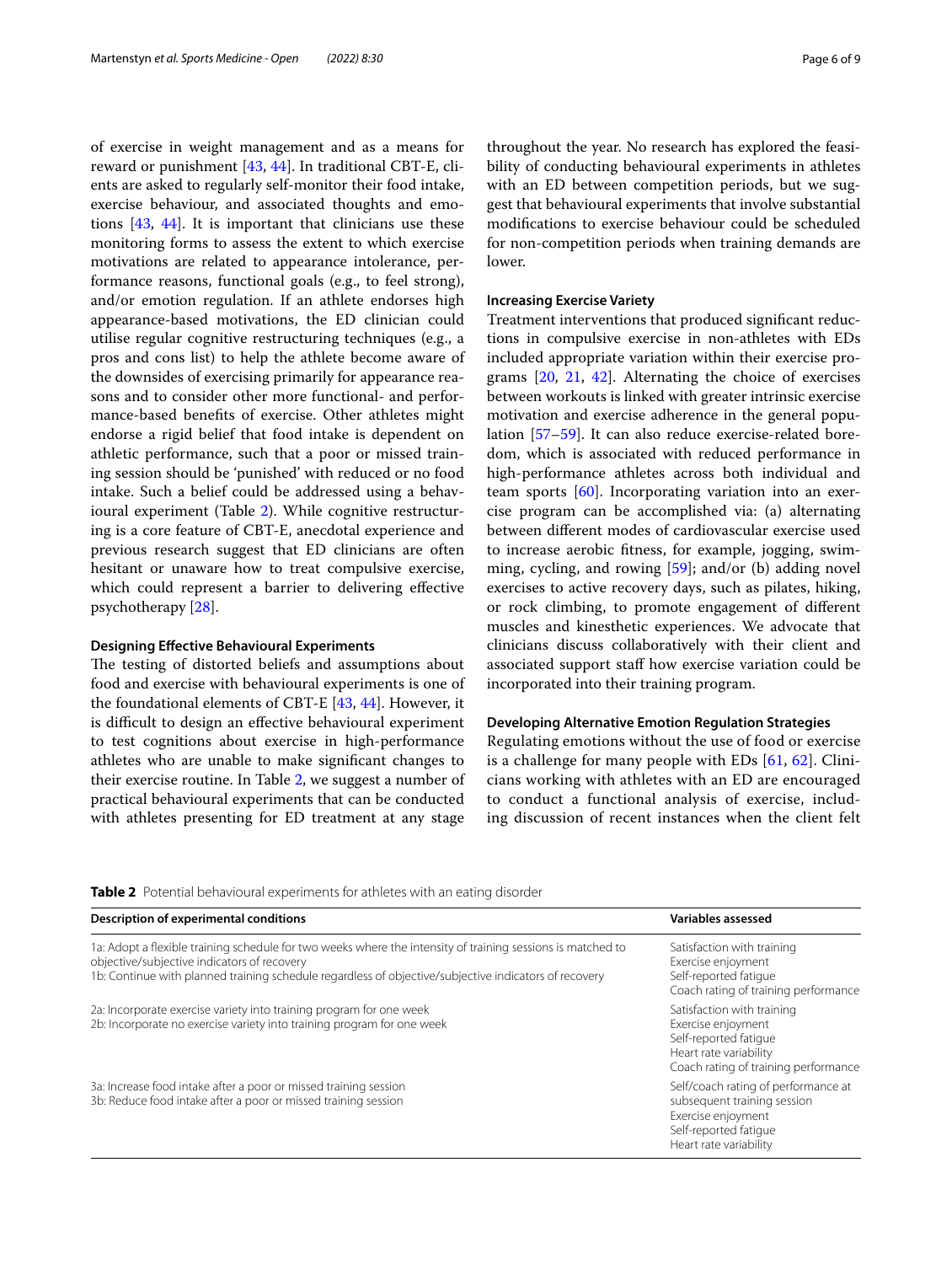of exercise in weight management and as a means for reward or punishment [43, 44]. In traditional CBT-E, clients are asked to regularly self-monitor their food intake, exercise behaviour, and associated thoughts and emotions [43, 44]. It is important that clinicians use these monitoring forms to assess the extent to which exercise motivations are related to appearance intolerance, performance reasons, functional goals (e.g., to feel strong), and/or emotion regulation. If an athlete endorses high appearance-based motivations, the ED clinician could utilise regular cognitive restructuring techniques (e.g., a pros and cons list) to help the athlete become aware of the downsides of exercising primarily for appearance reasons and to consider other more functional- and performance-based benefits of exercise. Other athletes might endorse a rigid belief that food intake is dependent on athletic performance, such that a poor or missed training session should be 'punished' with reduced or no food intake. Such a belief could be addressed using a behavioural experiment (Table 2). While cognitive restructuring is a core feature of CBT-E, anecdotal experience and previous research suggest that ED clinicians are often hesitant or unaware how to treat compulsive exercise, which could represent a barrier to delivering effective psychotherapy [28].

### Designing Effective Behavioural Experiments

The testing of distorted beliefs and assumptions about food and exercise with behavioural experiments is one of the foundational elements of CBT-E [43, 44]. However, it is difficult to design an effective behavioural experiment to test cognitions about exercise in high-performance athletes who are unable to make significant changes to their exercise routine. In Table 2, we suggest a number of practical behavioural experiments that can be conducted with athletes presenting for ED treatment at any stage throughout the year. No research has explored the feasibility of conducting behavioural experiments in athletes with an ED between competition periods, but we suggest that behavioural experiments that involve substantial modifications to exercise behaviour could be scheduled for non-competition periods when training demands are lower.

### Increasing Exercise Variety

Treatment interventions that produced significant reductions in compulsive exercise in non-athletes with EDs included appropriate variation within their exercise programs [20, 21, 42]. Alternating the choice of exercises between workouts is linked with greater intrinsic exercise motivation and exercise adherence in the general population [57–59]. It can also reduce exercise-related boredom, which is associated with reduced performance in high-performance athletes across both individual and team sports [60]. Incorporating variation into an exercise program can be accomplished via: (a) alternating between different modes of cardiovascular exercise used to increase aerobic fitness, for example, jogging, swimming, cycling, and rowing [59]; and/or (b) adding novel exercises to active recovery days, such as pilates, hiking, or rock climbing, to promote engagement of different muscles and kinesthetic experiences. We advocate that clinicians discuss collaboratively with their client and associated support staff how exercise variation could be incorporated into their training program.

### Developing Alternative Emotion Regulation Strategies

Regulating emotions without the use of food or exercise is a challenge for many people with EDs [61, 62]. Clinicians working with athletes with an ED are encouraged to conduct a functional analysis of exercise, including discussion of recent instances when the client felt

**Table 2** Potential behavioural experiments for athletes with an eating disorder

| Description of experimental conditions | Variables assessed |
|---|---|
| 1a: Adopt a flexible training schedule for two weeks where the intensity of training sessions is matched to objective/subjective indicators of recovery<br>1b: Continue with planned training schedule regardless of objective/subjective indicators of recovery | Satisfaction with training<br>Exercise enjoyment<br>Self-reported fatigue<br>Coach rating of training performance |
| 2a: Incorporate exercise variety into training program for one week<br>2b: Incorporate no exercise variety into training program for one week | Satisfaction with training<br>Exercise enjoyment<br>Self-reported fatigue<br>Heart rate variability<br>Coach rating of training performance |
| 3a: Increase food intake after a poor or missed training session<br>3b: Reduce food intake after a poor or missed training session | Self/coach rating of performance at subsequent training session<br>Exercise enjoyment<br>Self-reported fatigue<br>Heart rate variability |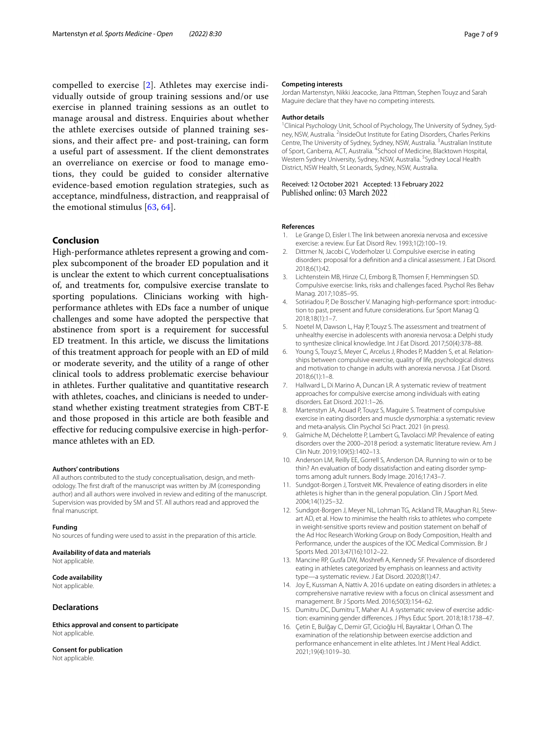compelled to exercise [2]. Athletes may exercise individually outside of group training sessions and/or use exercise in planned training sessions as an outlet to manage arousal and distress. Enquiries about whether the athlete exercises outside of planned training sessions, and their affect pre- and post-training, can form a useful part of assessment. If the client demonstrates an overreliance on exercise or food to manage emotions, they could be guided to consider alternative evidence-based emotion regulation strategies, such as acceptance, mindfulness, distraction, and reappraisal of the emotional stimulus [63, 64].

## Conclusion

High-performance athletes represent a growing and complex subcomponent of the broader ED population and it is unclear the extent to which current conceptualisations of, and treatments for, compulsive exercise translate to sporting populations. Clinicians working with high-performance athletes with EDs face a number of unique challenges and some have adopted the perspective that abstinence from sport is a requirement for successful ED treatment. In this article, we discuss the limitations of this treatment approach for people with an ED of mild or moderate severity, and the utility of a range of other clinical tools to address problematic exercise behaviour in athletes. Further qualitative and quantitative research with athletes, coaches, and clinicians is needed to understand whether existing treatment strategies from CBT-E and those proposed in this article are both feasible and effective for reducing compulsive exercise in high-performance athletes with an ED.

#### Authors' contributions

All authors contributed to the study conceptualisation, design, and methodology. The first draft of the manuscript was written by JM (corresponding author) and all authors were involved in review and editing of the manuscript. Supervision was provided by SM and ST. All authors read and approved the final manuscript.

#### Funding

No sources of funding were used to assist in the preparation of this article.

#### Availability of data and materials

Not applicable.

#### Code availability

Not applicable.

### Declarations

#### Ethics approval and consent to participate

Not applicable.

#### Consent for publication

Not applicable.

#### Competing interests

Jordan Martenstyn, Nikki Jeacocke, Jana Pittman, Stephen Touyz and Sarah Maguire declare that they have no competing interests.

#### Author details

[1]Clinical Psychology Unit, School of Psychology, The University of Sydney, Sydney, NSW, Australia. [2]InsideOut Institute for Eating Disorders, Charles Perkins Centre, The University of Sydney, Sydney, NSW, Australia. [3]Australian Institute of Sport, Canberra, ACT, Australia. [4]School of Medicine, Blacktown Hospital, Western Sydney University, Sydney, NSW, Australia. [5]Sydney Local Health District, NSW Health, St Leonards, Sydney, NSW, Australia.

Received: 12 October 2021 Accepted: 13 February 2022
Published online: 03 March 2022

#### References

1. Le Grange D, Eisler I. The link between anorexia nervosa and excessive exercise: a review. Eur Eat Disord Rev. 1993;1(2):100–19.
2. Dittmer N, Jacobi C, Voderholzer U. Compulsive exercise in eating disorders: proposal for a definition and a clinical assessment. J Eat Disord. 2018;6(1):42.
3. Lichtenstein MB, Hinze CJ, Emborg B, Thomsen F, Hemmingsen SD. Compulsive exercise: links, risks and challenges faced. Psychol Res Behav Manag. 2017;10:85–95.
4. Sotiriadou P, De Bosscher V. Managing high-performance sport: introduction to past, present and future considerations. Eur Sport Manag Q. 2018;18(1):1–7.
5. Noetel M, Dawson L, Hay P, Touyz S. The assessment and treatment of unhealthy exercise in adolescents with anorexia nervosa: a Delphi study to synthesize clinical knowledge. Int J Eat Disord. 2017;50(4):378–88.
6. Young S, Touyz S, Meyer C, Arcelus J, Rhodes P, Madden S, et al. Relationships between compulsive exercise, quality of life, psychological distress and motivation to change in adults with anorexia nervosa. J Eat Disord. 2018;6(1):1–8.
7. Hallward L, Di Marino A, Duncan LR. A systematic review of treatment approaches for compulsive exercise among individuals with eating disorders. Eat Disord. 2021:1–26.
8. Martenstyn JA, Aouad P, Touyz S, Maguire S. Treatment of compulsive exercise in eating disorders and muscle dysmorphia: a systematic review and meta-analysis. Clin Psychol Sci Pract. 2021 (in press).
9. Galmiche M, Déchelotte P, Lambert G, Tavolacci MP. Prevalence of eating disorders over the 2000–2018 period: a systematic literature review. Am J Clin Nutr. 2019;109(5):1402–13.
10. Anderson LM, Reilly EE, Gorrell S, Anderson DA. Running to win or to be thin? An evaluation of body dissatisfaction and eating disorder symptoms among adult runners. Body Image. 2016;17:43–7.
11. Sundgot-Borgen J, Torstveit MK. Prevalence of eating disorders in elite athletes is higher than in the general population. Clin J Sport Med. 2004;14(1):25–32.
12. Sundgot-Borgen J, Meyer NL, Lohman TG, Ackland TR, Maughan RJ, Stewart AD, et al. How to minimise the health risks to athletes who compete in weight-sensitive sports review and position statement on behalf of the Ad Hoc Research Working Group on Body Composition, Health and Performance, under the auspices of the IOC Medical Commission. Br J Sports Med. 2013;47(16):1012–22.
13. Mancine RP, Gusfa DW, Moshrefi A, Kennedy SF. Prevalence of disordered eating in athletes categorized by emphasis on leanness and activity type—a systematic review. J Eat Disord. 2020;8(1):47.
14. Joy E, Kussman A, Nattiv A. 2016 update on eating disorders in athletes: a comprehensive narrative review with a focus on clinical assessment and management. Br J Sports Med. 2016;50(3):154–62.
15. Dumitru DC, Dumitru T, Maher AJ. A systematic review of exercise addiction: examining gender differences. J Phys Educ Sport. 2018;18:1738–47.
16. Çetin E, Bulğay C, Demir GT, Cicioğlu Hİ, Bayraktar I, Orhan Ö. The examination of the relationship between exercise addiction and performance enhancement in elite athletes. Int J Ment Heal Addict. 2021;19(4):1019–30.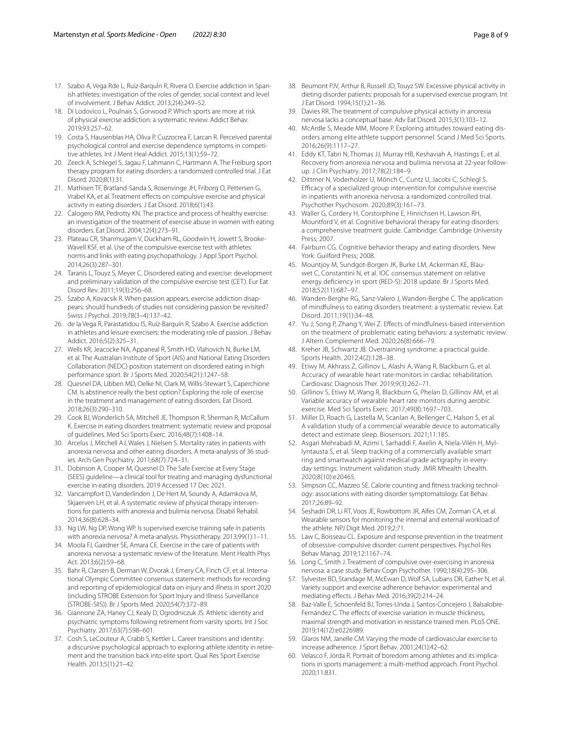17. Szabo A, Vega Rde L, Ruiz-BarquÍn R, Rivera O. Exercise addiction in Spanish athletes: investigation of the roles of gender, social context and level of involvement. J Behav Addict. 2013;2(4):249–52.
18. Di Lodovico L, Poulnais S, Gorwood P. Which sports are more at risk of physical exercise addiction: a systematic review. Addict Behav. 2019;93:257–62.
19. Costa S, Hausenblas HA, Oliva P, Cuzzocrea F, Larcan R. Perceived parental psychological control and exercise dependence symptoms in competitive athletes. Int J Ment Heal Addict. 2015;13(1):59–72.
20. Zeeck A, Schlegel S, Jagau F, Lahmann C, Hartmann A. The Freiburg sport therapy program for eating disorders: a randomized controlled trial. J Eat Disord. 2020;8(1):31.
21. Mathisen TF, Bratland-Sanda S, Rosenvinge JH, Friborg O, Pettersen G, Vrabel KA, et al. Treatment effects on compulsive exercise and physical activity in eating disorders. J Eat Disord. 2018;6(1):43.
22. Calogero RM, Pedrotty KN. The practice and process of healthy exercise: an investigation of the treatment of exercise abuse in women with eating disorders. Eat Disord. 2004;12(4):273–91.
23. Plateau CR, Shanmugam V, Duckham RL, Goodwin H, Jowett S, Brooke-Wavell KSF, et al. Use of the compulsive exercise test with athletes: norms and links with eating psychopathology. J Appl Sport Psychol. 2014;26(3):287–301.
24. Taranis L, Touyz S, Meyer C. Disordered eating and exercise: development and preliminary validation of the compulsive exercise test (CET). Eur Eat Disord Rev. 2011;19(3):256–68.
25. Szabo A, Kovacsik R. When passion appears, exercise addiction disappears: should hundreds of studies not considering passion be revisited? Swiss J Psychol. 2019;78(3–4):137–42.
26. de la Vega R, Parastatidou IS, Ruíz-Barquín R, Szabo A. Exercise addiction in athletes and leisure exercisers: the moderating role of passion. J Behav Addict. 2016;5(2):325–31.
27. Wells KR, Jeacocke NA, Appaneal R, Smith HD, Vlahovich N, Burke LM, et al. The Australian Institute of Sport (AIS) and National Eating Disorders Collaboration (NEDC) position statement on disordered eating in high performance sport. Br J Sports Med. 2020;54(21):1247–58.
28. Quesnel DA, Libben MD, Oelke NI, Clark M, Willis-Stewart S, Caperchione CM. Is abstinence really the best option? Exploring the role of exercise in the treatment and management of eating disorders. Eat Disord. 2018;26(3):290–310.
29. Cook BJ, Wonderlich SA, Mitchell JE, Thompson R, Sherman R, McCallum K. Exercise in eating disorders treatment: systematic review and proposal of guidelines. Med Sci Sports Exerc. 2016;48(7):1408–14.
30. Arcelus J, Mitchell AJ, Wales J, Nielsen S. Mortality rates in patients with anorexia nervosa and other eating disorders. A meta-analysis of 36 studies. Arch Gen Psychiatry. 2011;68(7):724–31.
31. Dobinson A, Cooper M, Quesnel D. The Safe Exercise at Every Stage (SEES) guideline—a clinical tool for treating and managing dysfunctional exercise in eating disorders. 2019 Accessed 17 Dec 2021.
32. Vancampfort D, Vanderlinden J, De Hert M, Soundy A, Adamkova M, Skjaerven LH, et al. A systematic review of physical therapy interventions for patients with anorexia and bulimia nervosa. Disabil Rehabil. 2014;36(8):628–34.
33. Ng LW, Ng DP, Wong WP. Is supervised exercise training safe in patients with anorexia nervosa? A meta-analysis. Physiotherapy. 2013;99(1):1–11.
34. Moola FJ, Gairdner SE, Amara CE. Exercise in the care of patients with anorexia nervosa: a systematic review of the literature. Ment Health Phys Act. 2013;6(2):59–68.
35. Bahr R, Clarsen B, Derman W, Dvorak J, Emery CA, Finch CF, et al. International Olympic Committee consensus statement: methods for recording and reporting of epidemiological data on injury and illness in sport 2020 (including STROBE Extension for Sport Injury and Illness Surveillance (STROBE-SIIS)). Br J Sports Med. 2020;54(7):372–89.
36. Giannone ZA, Haney CJ, Kealy D, Ogrodniczuk JS. Athletic identity and psychiatric symptoms following retirement from varsity sports. Int J Soc Psychiatry. 2017;63(7):598–601.
37. Cosh S, LeCouteur A, Crabb S, Kettler L. Career transitions and identity: a discursive psychological approach to exploring athlete identity in retirement and the transition back into elite sport. Qual Res Sport Exercise Health. 2013;5(1):21–42.
38. Beumont PJV, Arthur B, Russell JD, Touyz SW. Excessive physical activity in dieting disorder patients: proposals for a supervised exercise program. Int J Eat Disord. 1994;15(1):21–36.
39. Davies RR. The treatment of compulsive physical activity in anorexia nervosa lacks a conceptual base. Adv Eat Disord. 2015;3(1):103–12.
40. McArdle S, Meade MM, Moore P. Exploring attitudes toward eating disorders among elite athlete support personnel. Scand J Med Sci Sports. 2016;26(9):1117–27.
41. Eddy KT, Tabri N, Thomas JJ, Murray HB, Keshaviah A, Hastings E, et al. Recovery from anorexia nervosa and bulimia nervosa at 22-year follow-up. J Clin Psychiatry. 2017;78(2):184–9.
42. Dittmer N, Voderholzer U, Mönch C, Cuntz U, Jacobi C, Schlegl S. Efficacy of a specialized group intervention for compulsive exercise in inpatients with anorexia nervosa: a randomized controlled trial. Psychother Psychosom. 2020;89(3):161–73.
43. Waller G, Cordery H, Corstorphine E, Hinrichsen H, Lawson RH, Mountford V, et al. Cognitive behavioral therapy for eating disorders: a comprehensive treatment guide. Cambridge: Cambridge University Press; 2007.
44. Fairburn CG. Cognitive behavior therapy and eating disorders. New York: Guilford Press; 2008.
45. Mountjoy M, Sundgot-Borgen JK, Burke LM, Ackerman KE, Blauwet C, Constantini N, et al. IOC consensus statement on relative energy deficiency in sport (RED-S): 2018 update. Br J Sports Med. 2018;52(11):687–97.
46. Wanden-Berghe RG, Sanz-Valero J, Wanden-Berghe C. The application of mindfulness to eating disorders treatment: a systematic review. Eat Disord. 2011;19(1):34–48.
47. Yu J, Song P, Zhang Y, Wei Z. Effects of mindfulness-based intervention on the treatment of problematic eating behaviors: a systematic review. J Altern Complement Med. 2020;26(8):666–79.
48. Kreher JB, Schwartz JB. Overtraining syndrome: a practical guide. Sports Health. 2012;4(2):128–38.
49. Etiwy M, Akhrass Z, Gillinov L, Alashi A, Wang R, Blackburn G, et al. Accuracy of wearable heart rate monitors in cardiac rehabilitation. Cardiovasc Diagnosis Ther. 2019;9(3):262–71.
50. Gillinov S, Etiwy M, Wang R, Blackburn G, Phelan D, Gillinov AM, et al. Variable accuracy of wearable heart rate monitors during aerobic exercise. Med Sci Sports Exerc. 2017;49(8):1697–703.
51. Miller D, Roach G, Lastella M, Scanlan A, Bellenger C, Halson S, et al. A validation study of a commercial wearable device to automatically detect and estimate sleep. Biosensors. 2021;11:185.
52. Asgari Mehrabadi M, Azimi I, Sarhaddi F, Axelin A, Niela-Vilén H, Myllyntausta S, et al. Sleep tracking of a commercially available smart ring and smartwatch against medical-grade actigraphy in everyday settings: Instrument validation study. JMIR Mhealth Uhealth. 2020;8(10):e20465.
53. Simpson CC, Mazzeo SE. Calorie counting and fitness tracking technology: associations with eating disorder symptomatology. Eat Behav. 2017;26:89–92.
54. Seshadri DR, Li RT, Voos JE, Rowbottom JR, Alfes CM, Zorman CA, et al. Wearable sensors for monitoring the internal and external workload of the athlete. NPJ Digit Med. 2019;2:71.
55. Law C, Boisseau CL. Exposure and response prevention in the treatment of obsessive-compulsive disorder: current perspectives. Psychol Res Behav Manag. 2019;12:1167–74.
56. Long C, Smith J. Treatment of compulsive over-exercising in anorexia nervosa: a case study. Behav Cogn Psychother. 1990;18(4):295–306.
57. Sylvester BD, Standage M, McEwan D, Wolf SA, Lubans DR, Eather N, et al. Variety support and exercise adherence behavior: experimental and mediating effects. J Behav Med. 2016;39(2):214–24.
58. Baz-Valle E, Schoenfeld BJ, Torres-Unda J, Santos-Concejero J, Balsalobre-Fernández C. The effects of exercise variation in muscle thickness, maximal strength and motivation in resistance trained men. PLoS ONE. 2019;14(12):e0226989.
59. Glaros NM, Janelle CM. Varying the mode of cardiovascular exercise to increase adherence. J Sport Behav. 2001;24(1):42–62.
60. Velasco F, Jorda R. Portrait of boredom among athletes and its implications in sports management: a multi-method approach. Front Psychol. 2020;11:831.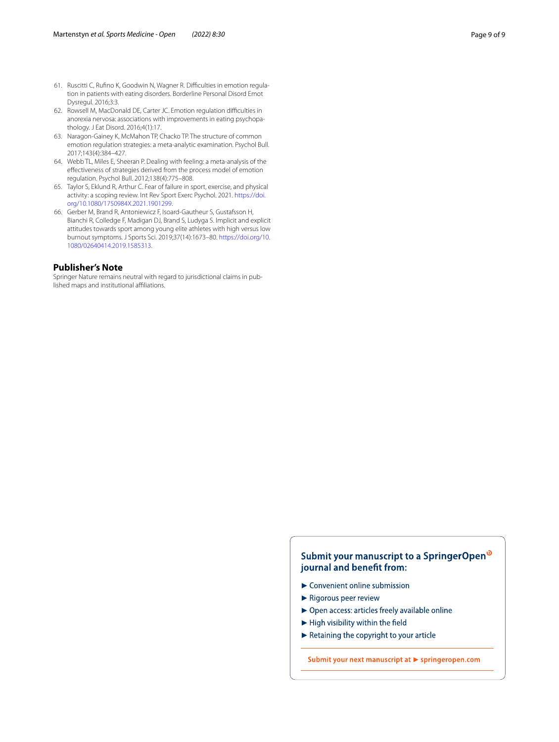61. Ruscitti C, Rufino K, Goodwin N, Wagner R. Difficulties in emotion regulation in patients with eating disorders. Borderline Personal Disord Emot Dysregul. 2016;3:3.
62. Rowsell M, MacDonald DE, Carter JC. Emotion regulation difficulties in anorexia nervosa: associations with improvements in eating psychopathology. J Eat Disord. 2016;4(1):17.
63. Naragon-Gainey K, McMahon TP, Chacko TP. The structure of common emotion regulation strategies: a meta-analytic examination. Psychol Bull. 2017;143(4):384–427.
64. Webb TL, Miles E, Sheeran P. Dealing with feeling: a meta-analysis of the effectiveness of strategies derived from the process model of emotion regulation. Psychol Bull. 2012;138(4):775–808.
65. Taylor S, Eklund R, Arthur C. Fear of failure in sport, exercise, and physical activity: a scoping review. Int Rev Sport Exerc Psychol. 2021. https://doi.org/10.1080/1750984X.2021.1901299.
66. Gerber M, Brand R, Antoniewicz F, Isoard-Gautheur S, Gustafsson H, Bianchi R, Colledge F, Madigan DJ, Brand S, Ludyga S. Implicit and explicit attitudes towards sport among young elite athletes with high versus low burnout symptoms. J Sports Sci. 2019;37(14):1673–80. https://doi.org/10.1080/02640414.2019.1585313.

## Publisher's Note

Springer Nature remains neutral with regard to jurisdictional claims in published maps and institutional affiliations.

**Submit your manuscript to a SpringerOpen journal and benefit from:**

- ► Convenient online submission
- ► Rigorous peer review
- ► Open access: articles freely available online
- ► High visibility within the field
- ► Retaining the copyright to your article

**Submit your next manuscript at ► springeropen.com**